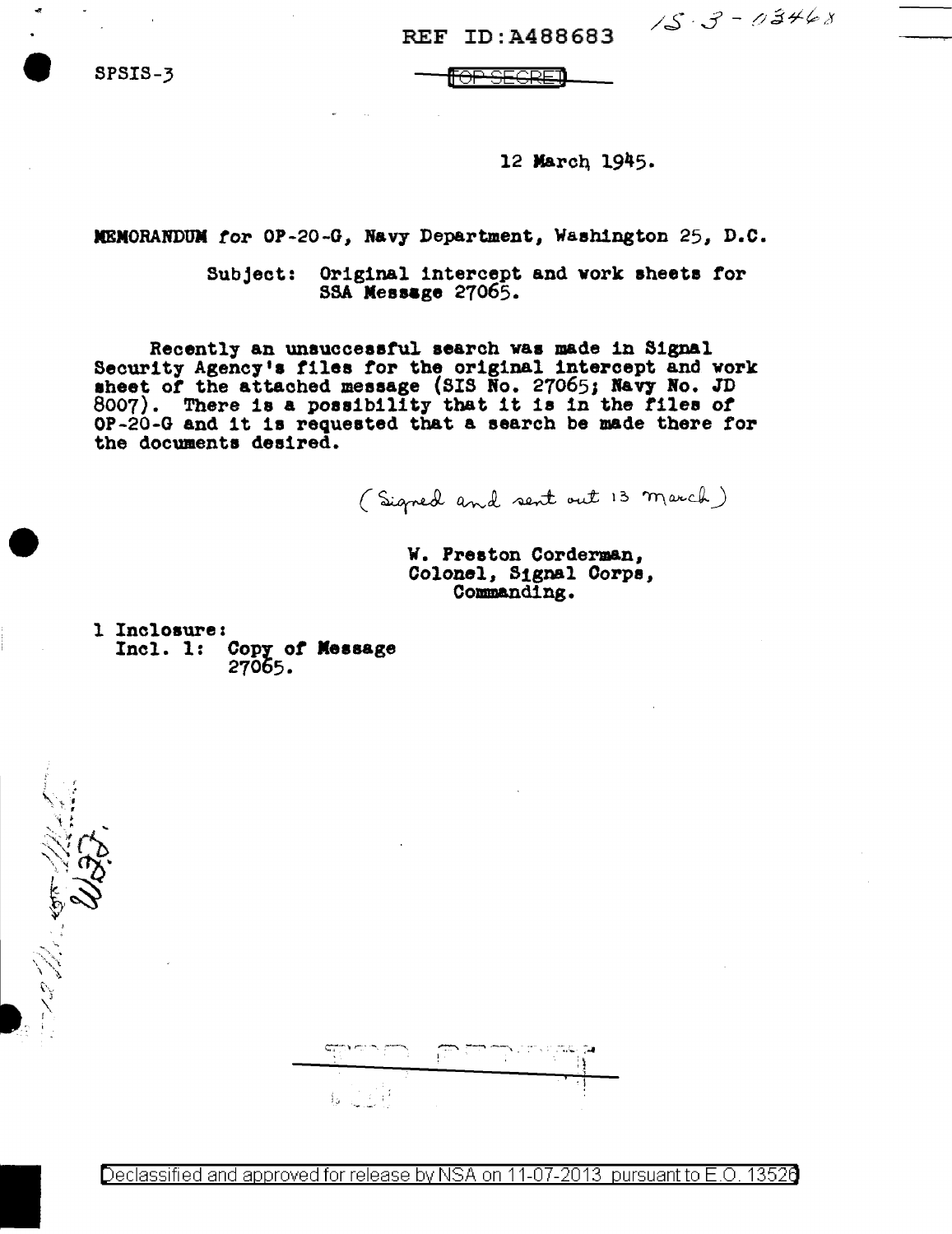REF ID:A488683

15-3-03468

SPSIS-3

TOP SECRET

12 March 1945.

MEMORANDUM for OP-20-G, Navy Department, Washington 25, D.C.

Subject: Original intercept and work sheets for SSA Message 27065.

Recently an unsuccessful search was made in Signal Security Agency's files for the original intercept and work sheet of the attached message (SIS No. 27065; Navy No. JD 8007). There is a possibility that it is in the files of OP-20-G and it is requested that a search be made there for the documents desired.

(Signed and sent out 13 March)

W. Preston Corderman,
Colonel, Signal Corps,
Commanding.

1 Inclosure:
Incl. 1: Copy of Message 27065.

Declassified and approved for release by NSA on 11-07-2013 pursuant to E.O. 13526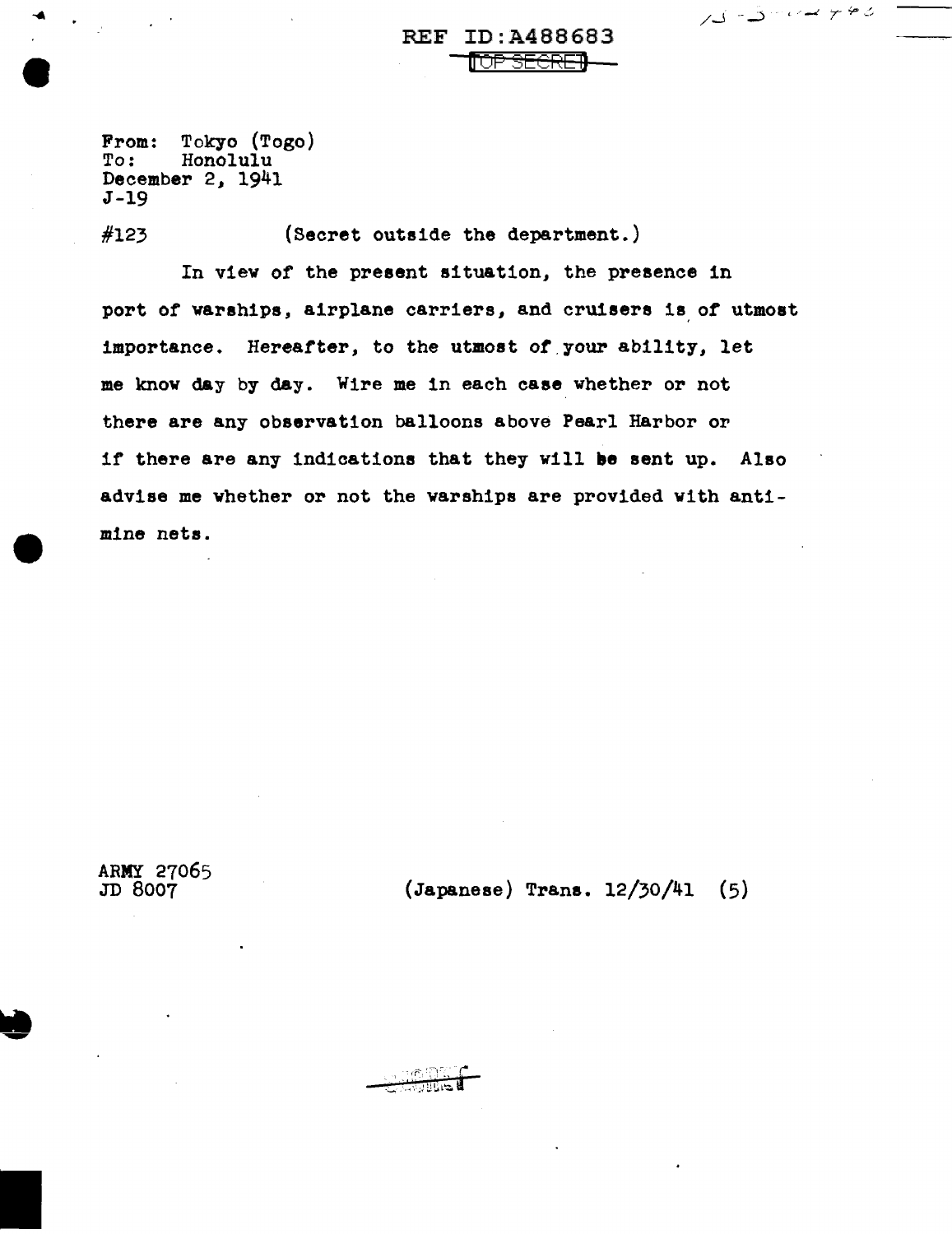REF ID:A488683

TOP SECRET

From: Tokyo (Togo)
To: Honolulu
December 2, 1941
J-19

#123 (Secret outside the department.)

In view of the present situation, the presence in port of warships, airplane carriers, and cruisers is of utmost importance. Hereafter, to the utmost of your ability, let me know day by day. Wire me in each case whether or not there are any observation balloons above Pearl Harbor or if there are any indications that they will be sent up. Also advise me whether or not the warships are provided with anti-mine nets.

ARMY 27065
JD 8007 (Japanese) Trans. 12/30/41 (5)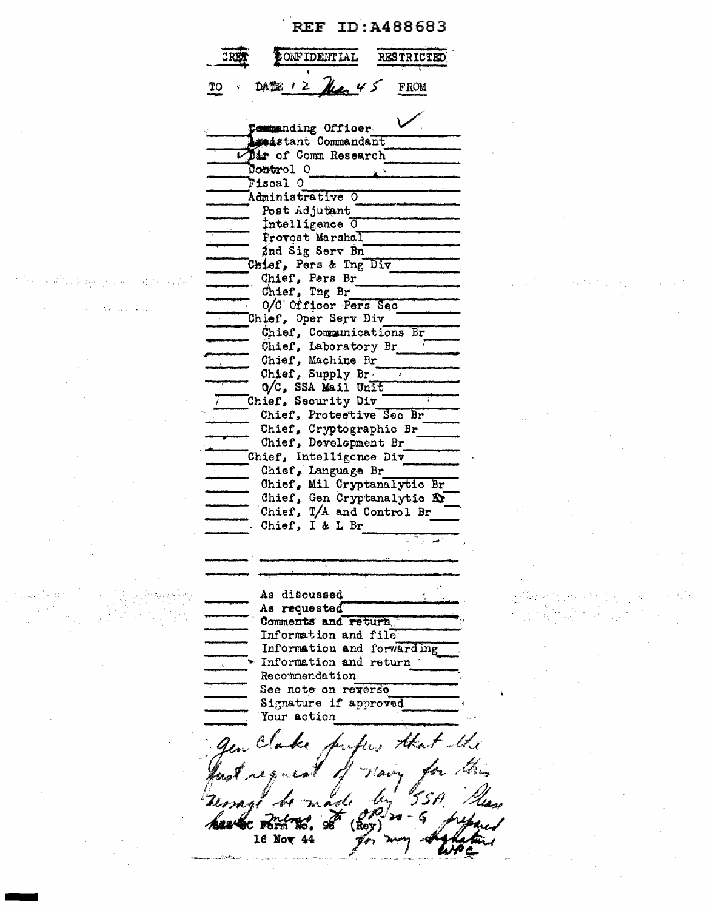REF ID:A488683

SECRET CONFIDENTIAL RESTRICTED

TO DATE 12 Mar 45 FROM

| | | |
|---|---|---|
| | Commanding Officer | ✓ |
| | Assistant Commandant | |
| ✓ | Dir of Comm Research | |
| | Control O | |
| | Fiscal O | |
| | Administrative O | |
| | Post Adjutant | |
| | Intelligence O | |
| | Provost Marshal | |
| | 2nd Sig Serv Bn | |
| | Chief, Pers & Tng Div | |
| | Chief, Pers Br | |
| | Chief, Tng Br | |
| | O/C Officer Pers Sec | |
| | Chief, Oper Serv Div | |
| | Chief, Communications Br | |
| | Chief, Laboratory Br | |
| | Chief, Machine Br | |
| | Chief, Supply Br | |
| | O/C, SSA Mail Unit | |
| | Chief, Security Div | |
| | Chief, Protective Sec Br | |
| | Chief, Cryptographic Br | |
| | Chief, Development Br | |
| | Chief, Intelligence Div | |
| | Chief, Language Br | |
| | Chief, Mil Cryptanalytic Br | |
| | Chief, Gen Cryptanalytic Br | |
| | Chief, T/A and Control Br | |
| | Chief, I & L Br | |
| | | |
| | | |
| | As discussed | |
| | As requested | |
| | Comments and return | |
| | Information and file | |
| | Information and forwarding | |
| | Information and return | |
| | Recommendation | |
| | See note on reverse | |
| | Signature if approved | |
| | Your action | |

Gen Clarke prefers that the first request of Navy for this message be made by SSA. Please have memo to OP-20-G prepared for my signature

WPC

SSA SC Form No. 96 (Rev)
16 Nov 44